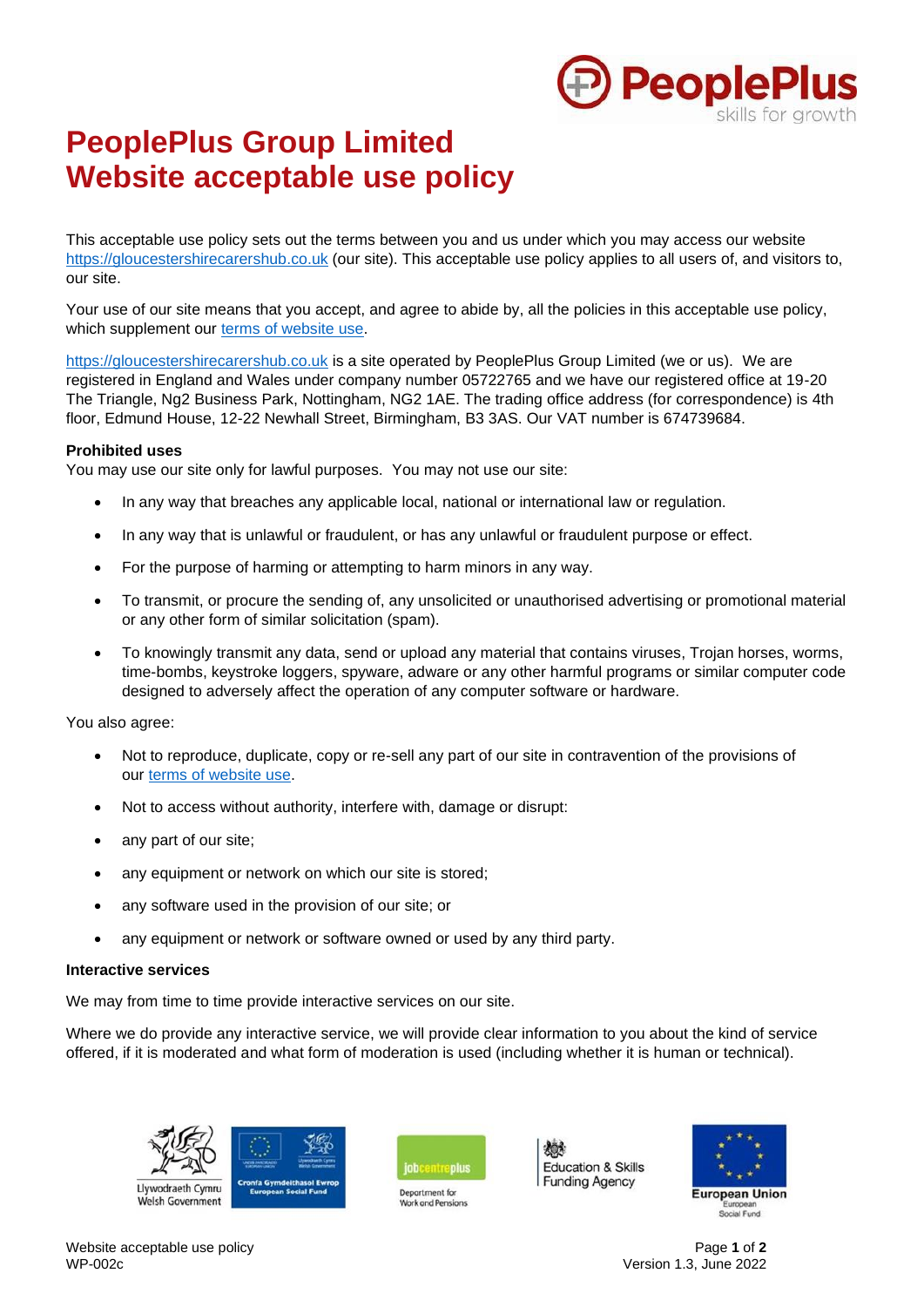# PeoplePlus Group Limited Website acceptable use policy

This acceptable use policy sets out the terms between you and us under which you may access our website https://gloucestershirecarershub.co.uk (our site). This acceptable use policy applies to all users of, and visitors to, our site.

Your use of our site means that you accept, and agree to abide by, all the policies in this acceptable use policy, which supplement our terms of website use.

https://gloucestershirecarershub.co.uk is a site operated by PeoplePlus Group Limited (we or us). We are registered in England and Wales under company number 05722765 and we have our registered office at 19-20 The Triangle, Ng2 Business Park, Nottingham, NG2 1AE. The trading office address (for correspondence) is 4th floor, Edmund House, 12-22 Newhall Street, Birmingham, B3 3AS. Our VAT number is 674739684.

**Prohibited uses**

You may use our site only for lawful purposes. You may not use our site:

- In any way that breaches any applicable local, national or international law or regulation.
- In any way that is unlawful or fraudulent, or has any unlawful or fraudulent purpose or effect.
- For the purpose of harming or attempting to harm minors in any way.
- To transmit, or procure the sending of, any unsolicited or unauthorised advertising or promotional material or any other form of similar solicitation (spam).
- To knowingly transmit any data, send or upload any material that contains viruses, Trojan horses, worms, time-bombs, keystroke loggers, spyware, adware or any other harmful programs or similar computer code designed to adversely affect the operation of any computer software or hardware.

You also agree:

- Not to reproduce, duplicate, copy or re-sell any part of our site in contravention of the provisions of our terms of website use.
- Not to access without authority, interfere with, damage or disrupt:
- any part of our site;
- any equipment or network on which our site is stored;
- any software used in the provision of our site; or
- any equipment or network or software owned or used by any third party.

**Interactive services**

We may from time to time provide interactive services on our site.

Where we do provide any interactive service, we will provide clear information to you about the kind of service offered, if it is moderated and what form of moderation is used (including whether it is human or technical).

Website acceptable use policy
WP-002c

Version 1.3, June 2022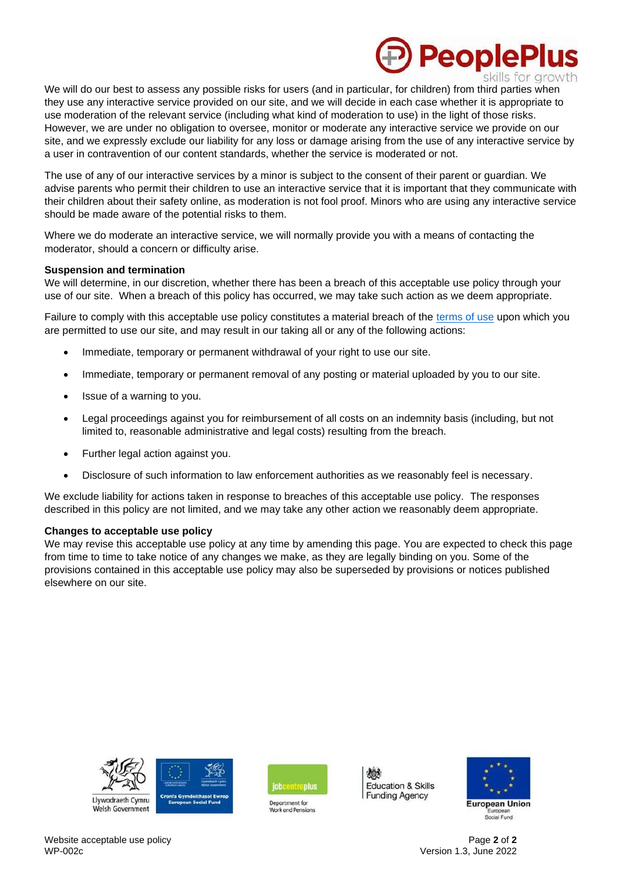We will do our best to assess any possible risks for users (and in particular, for children) from third parties when they use any interactive service provided on our site, and we will decide in each case whether it is appropriate to use moderation of the relevant service (including what kind of moderation to use) in the light of those risks. However, we are under no obligation to oversee, monitor or moderate any interactive service we provide on our site, and we expressly exclude our liability for any loss or damage arising from the use of any interactive service by a user in contravention of our content standards, whether the service is moderated or not.

The use of any of our interactive services by a minor is subject to the consent of their parent or guardian. We advise parents who permit their children to use an interactive service that it is important that they communicate with their children about their safety online, as moderation is not fool proof. Minors who are using any interactive service should be made aware of the potential risks to them.

Where we do moderate an interactive service, we will normally provide you with a means of contacting the moderator, should a concern or difficulty arise.

**Suspension and termination**

We will determine, in our discretion, whether there has been a breach of this acceptable use policy through your use of our site. When a breach of this policy has occurred, we may take such action as we deem appropriate.

Failure to comply with this acceptable use policy constitutes a material breach of the terms of use upon which you are permitted to use our site, and may result in our taking all or any of the following actions:

- Immediate, temporary or permanent withdrawal of your right to use our site.
- Immediate, temporary or permanent removal of any posting or material uploaded by you to our site.
- Issue of a warning to you.
- Legal proceedings against you for reimbursement of all costs on an indemnity basis (including, but not limited to, reasonable administrative and legal costs) resulting from the breach.
- Further legal action against you.
- Disclosure of such information to law enforcement authorities as we reasonably feel is necessary.

We exclude liability for actions taken in response to breaches of this acceptable use policy. The responses described in this policy are not limited, and we may take any other action we reasonably deem appropriate.

**Changes to acceptable use policy**

We may revise this acceptable use policy at any time by amending this page. You are expected to check this page from time to time to take notice of any changes we make, as they are legally binding on you. Some of the provisions contained in this acceptable use policy may also be superseded by provisions or notices published elsewhere on our site.

Website acceptable use policy
WP-002c

Version 1.3, June 2022